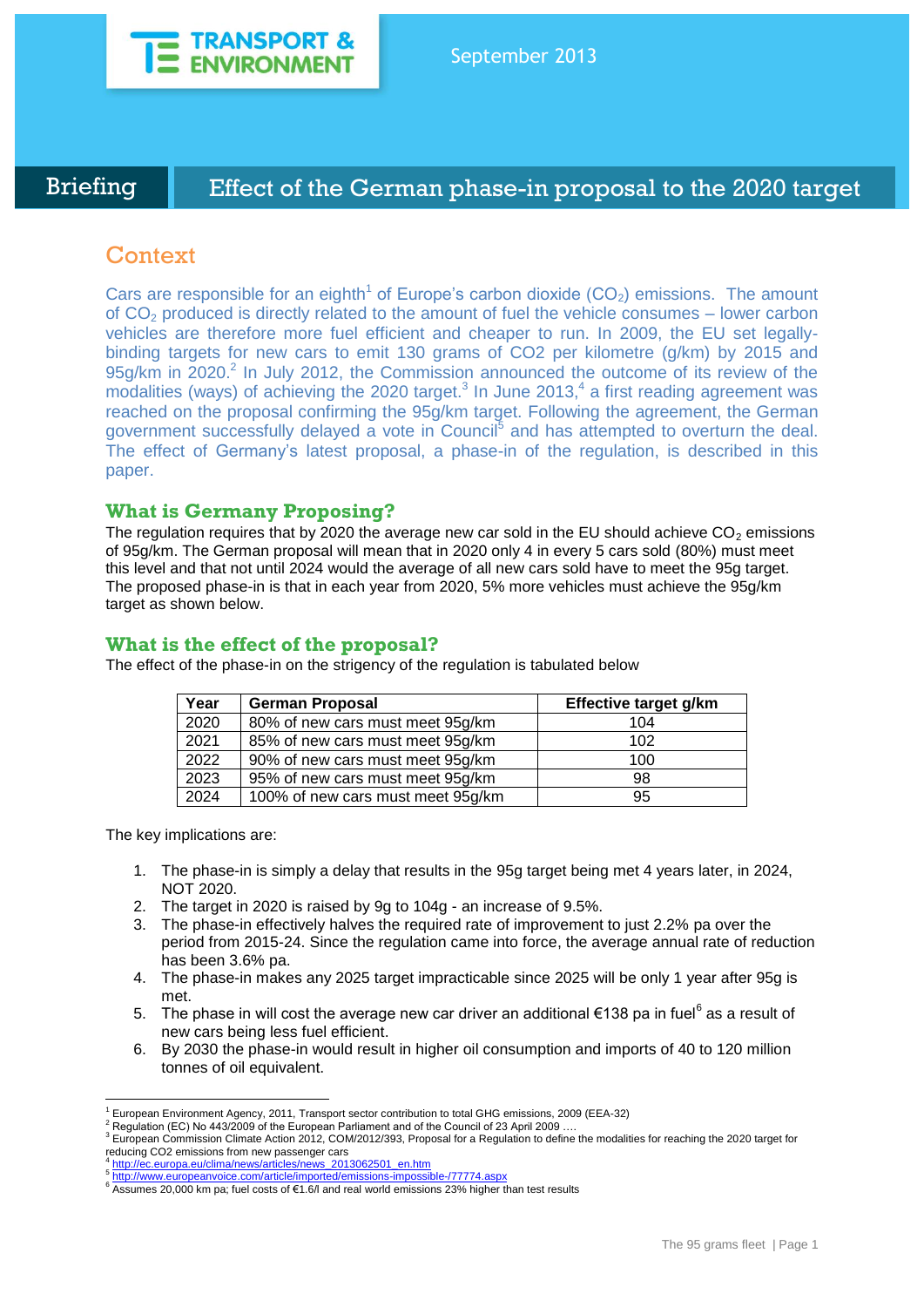TRANSPORT & ENVIRONMENT

September 2013

Briefing

# Effect of the German phase-in proposal to the 2020 target

## Context

Cars are responsible for an eighth[1] of Europe's carbon dioxide ($CO_2$) emissions. The amount of $CO_2$ produced is directly related to the amount of fuel the vehicle consumes – lower carbon vehicles are therefore more fuel efficient and cheaper to run. In 2009, the EU set legally-binding targets for new cars to emit 130 grams of CO2 per kilometre (g/km) by 2015 and 95g/km in 2020.[2] In July 2012, the Commission announced the outcome of its review of the modalities (ways) of achieving the 2020 target.[3] In June 2013,[4] a first reading agreement was reached on the proposal confirming the 95g/km target. Following the agreement, the German government successfully delayed a vote in Council[5] and has attempted to overturn the deal. The effect of Germany's latest proposal, a phase-in of the regulation, is described in this paper.

### What is Germany Proposing?

The regulation requires that by 2020 the average new car sold in the EU should achieve $CO_2$ emissions of 95g/km. The German proposal will mean that in 2020 only 4 in every 5 cars sold (80%) must meet this level and that not until 2024 would the average of all new cars sold have to meet the 95g target. The proposed phase-in is that in each year from 2020, 5% more vehicles must achieve the 95g/km target as shown below.

### What is the effect of the proposal?

The effect of the phase-in on the strigency of the regulation is tabulated below

| Year | German Proposal | Effective target g/km |
|---|---|---|
| 2020 | 80% of new cars must meet 95g/km | 104 |
| 2021 | 85% of new cars must meet 95g/km | 102 |
| 2022 | 90% of new cars must meet 95g/km | 100 |
| 2023 | 95% of new cars must meet 95g/km | 98 |
| 2024 | 100% of new cars must meet 95g/km | 95 |

The key implications are:

1. The phase-in is simply a delay that results in the 95g target being met 4 years later, in 2024, NOT 2020.
2. The target in 2020 is raised by 9g to 104g - an increase of 9.5%.
3. The phase-in effectively halves the required rate of improvement to just 2.2% pa over the period from 2015-24. Since the regulation came into force, the average annual rate of reduction has been 3.6% pa.
4. The phase-in makes any 2025 target impracticable since 2025 will be only 1 year after 95g is met.
5. The phase in will cost the average new car driver an additional €138 pa in fuel[6] as a result of new cars being less fuel efficient.
6. By 2030 the phase-in would result in higher oil consumption and imports of 40 to 120 million tonnes of oil equivalent.

---

[1] European Environment Agency, 2011, Transport sector contribution to total GHG emissions, 2009 (EEA-32)
[2] Regulation (EC) No 443/2009 of the European Parliament and of the Council of 23 April 2009 ….
[3] European Commission Climate Action 2012, COM/2012/393, Proposal for a Regulation to define the modalities for reaching the 2020 target for reducing CO2 emissions from new passenger cars
[4] http://ec.europa.eu/clima/news/articles/news_2013062501_en.htm
[5] http://www.europeanvoice.com/article/imported/emissions-impossible-/77774.aspx
[6] Assumes 20,000 km pa; fuel costs of €1.6/l and real world emissions 23% higher than test results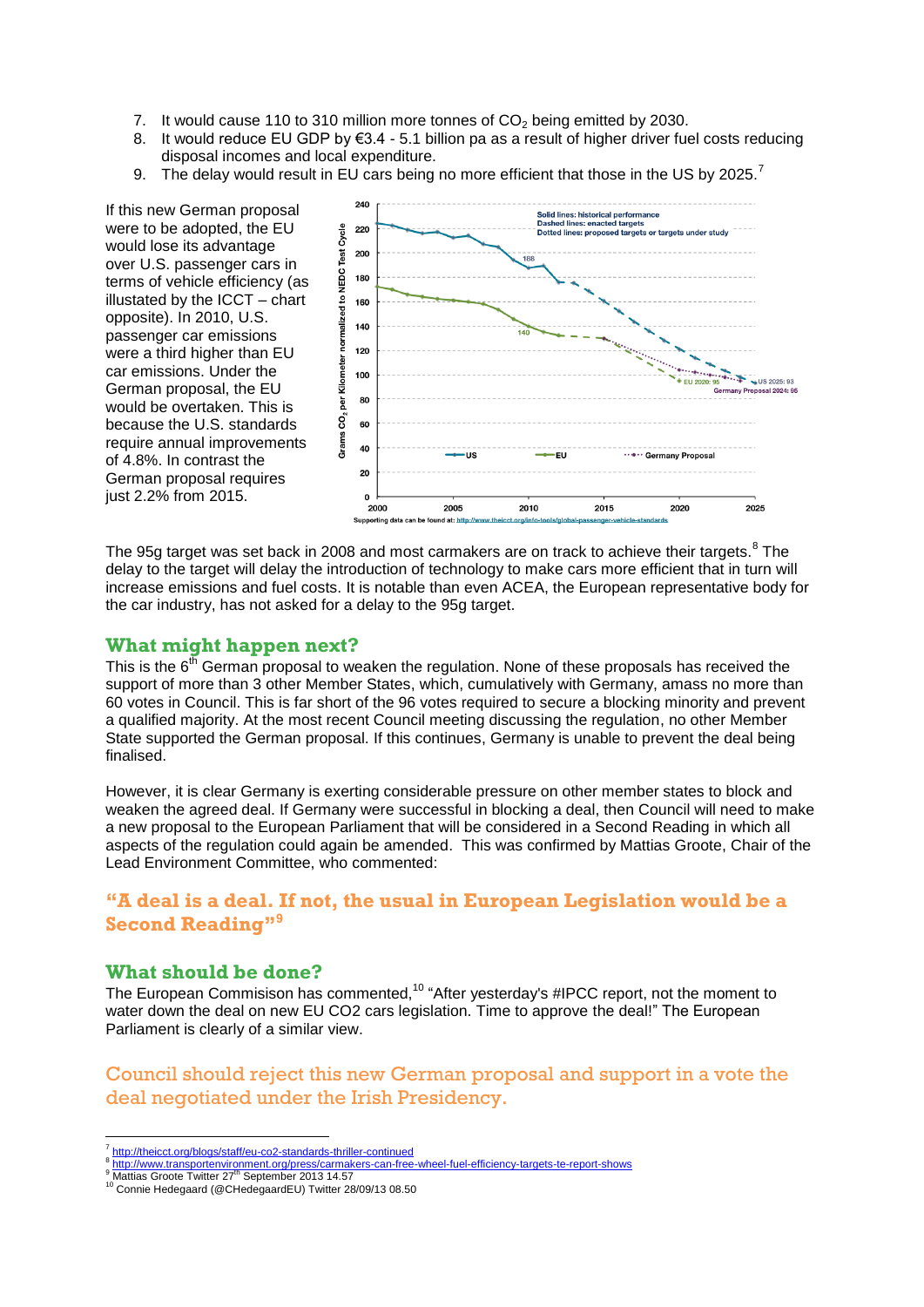7. It would cause 110 to 310 million more tonnes of $CO_2$ being emitted by 2030.
8. It would reduce EU GDP by €3.4 - 5.1 billion pa as a result of higher driver fuel costs reducing disposal incomes and local expenditure.
9. The delay would result in EU cars being no more efficient that those in the US by 2025.[7]

If this new German proposal were to be adopted, the EU would lose its advantage over U.S. passenger cars in terms of vehicle efficiency (as illustrated by the ICCT – chart opposite). In 2010, U.S. passenger car emissions were a third higher than EU car emissions. Under the German proposal, the EU would be overtaken. This is because the U.S. standards require annual improvements of 4.8%. In contrast the German proposal requires just 2.2% from 2015.

The 95g target was set back in 2008 and most carmakers are on track to achieve their targets.[8] The delay to the target will delay the introduction of technology to make cars more efficient that in turn will increase emissions and fuel costs. It is notable than even ACEA, the European representative body for the car industry, has not asked for a delay to the 95g target.

## What might happen next?

This is the 6th German proposal to weaken the regulation. None of these proposals has received the support of more than 3 other Member States, which, cumulatively with Germany, amass no more than 60 votes in Council. This is far short of the 96 votes required to secure a blocking minority and prevent a qualified majority. At the most recent Council meeting discussing the regulation, no other Member State supported the German proposal. If this continues, Germany is unable to prevent the deal being finalised.

However, it is clear Germany is exerting considerable pressure on other member states to block and weaken the agreed deal. If Germany were successful in blocking a deal, then Council will need to make a new proposal to the European Parliament that will be considered in a Second Reading in which all aspects of the regulation could again be amended. This was confirmed by Mattias Groote, Chair of the Lead Environment Committee, who commented:

**"A deal is a deal. If not, the usual in European Legislation would be a Second Reading"[9]**

## What should be done?

The European Commisison has commented,[10] "After yesterday's #IPCC report, not the moment to water down the deal on new EU CO2 cars legislation. Time to approve the deal!" The European Parliament is clearly of a similar view.

**Council should reject this new German proposal and support in a vote the deal negotiated under the Irish Presidency.**

---

[7] http://theicct.org/blogs/staff/eu-co2-standards-thriller-continued

[8] http://www.transportenvironment.org/press/carmakers-can-free-wheel-fuel-efficiency-targets-te-report-shows

[9] Mattias Groote Twitter 27th September 2013 14.57

[10] Connie Hedegaard (@CHedegaardEU) Twitter 28/09/13 08.50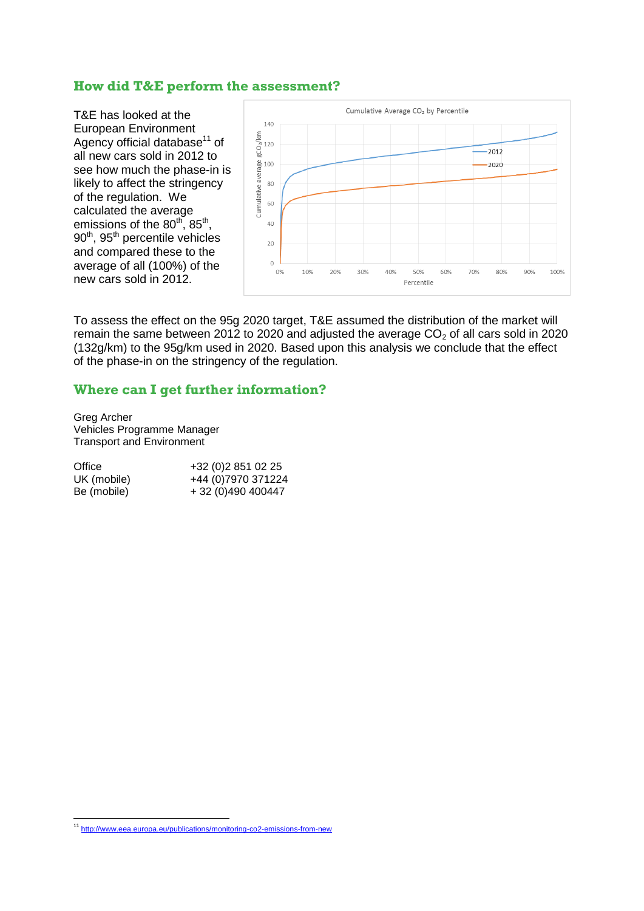## How did T&E perform the assessment?

T&E has looked at the European Environment Agency official database[11] of all new cars sold in 2012 to see how much the phase-in is likely to affect the stringency of the regulation. We calculated the average emissions of the 80th, 85th, 90th, 95th percentile vehicles and compared these to the average of all (100%) of the new cars sold in 2012.

Cumulative Average $CO_2$ by Percentile

Cumulative average $gCO_2$/km

140
120
100
80
60
40
20
0

0% 10% 20% 30% 40% 50% 60% 70% 80% 90% 100%

Percentile

2012
2020

To assess the effect on the 95g 2020 target, T&E assumed the distribution of the market will remain the same between 2012 to 2020 and adjusted the average $CO_2$ of all cars sold in 2020 (132g/km) to the 95g/km used in 2020. Based upon this analysis we conclude that the effect of the phase-in on the stringency of the regulation.

## Where can I get further information?

Greg Archer
Vehicles Programme Manager
Transport and Environment

| | |
|---|---|
| Office | +32 (0)2 851 02 25 |
| UK (mobile) | +44 (0)7970 371224 |
| Be (mobile) | + 32 (0)490 400447 |

[11] http://www.eea.europa.eu/publications/monitoring-co2-emissions-from-new